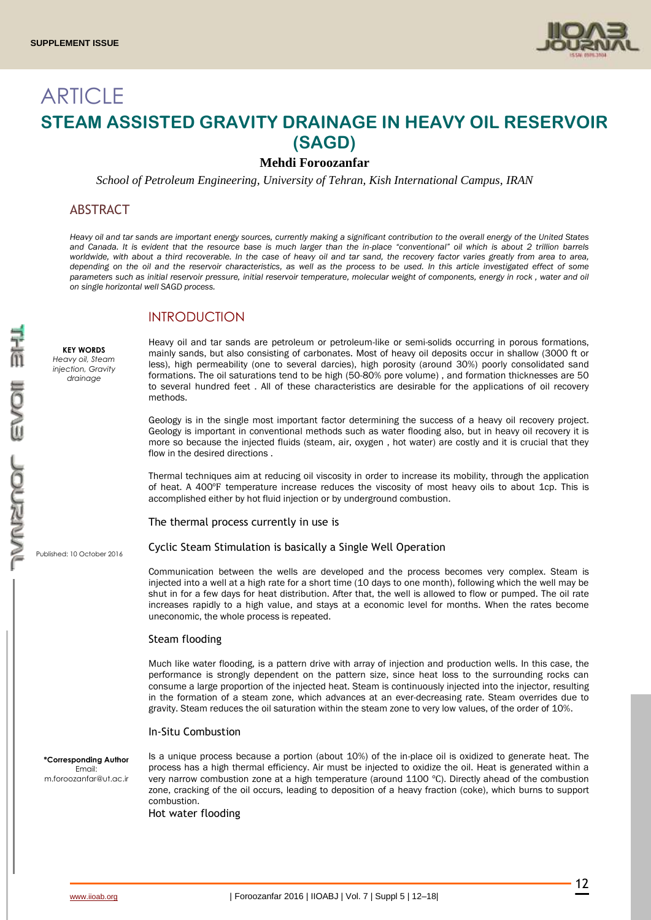SUPPLEMENT ISSUE

# ARTICLE

# STEAM ASSISTED GRAVITY DRAINAGE IN HEAVY OIL RESERVOIR (SAGD)

**Mehdi Foroozanfar**

*School of Petroleum Engineering, University of Tehran, Kish International Campus, IRAN*

## ABSTRACT

*Heavy oil and tar sands are important energy sources, currently making a significant contribution to the overall energy of the United States and Canada. It is evident that the resource base is much larger than the in-place "conventional" oil which is about 2 trillion barrels worldwide, with about a third recoverable. In the case of heavy oil and tar sand, the recovery factor varies greatly from area to area, depending on the oil and the reservoir characteristics, as well as the process to be used. In this article investigated effect of some parameters such as initial reservoir pressure, initial reservoir temperature, molecular weight of components, energy in rock , water and oil on single horizontal well SAGD process.*

**KEY WORDS**
*Heavy oil, Steam injection, Gravity drainage*

Published: 10 October 2016

**\*Corresponding Author**
Email:
m.foroozanfar@ut.ac.ir

## INTRODUCTION

Heavy oil and tar sands are petroleum or petroleum-like or semi-solids occurring in porous formations, mainly sands, but also consisting of carbonates. Most of heavy oil deposits occur in shallow (3000 ft or less), high permeability (one to several darcies), high porosity (around 30%) poorly consolidated sand formations. The oil saturations tend to be high (50-80% pore volume) , and formation thicknesses are 50 to several hundred feet . All of these characteristics are desirable for the applications of oil recovery methods.

Geology is in the single most important factor determining the success of a heavy oil recovery project. Geology is important in conventional methods such as water flooding also, but in heavy oil recovery it is more so because the injected fluids (steam, air, oxygen , hot water) are costly and it is crucial that they flow in the desired directions .

Thermal techniques aim at reducing oil viscosity in order to increase its mobility, through the application of heat. A 400°F temperature increase reduces the viscosity of most heavy oils to about 1cp. This is accomplished either by hot fluid injection or by underground combustion.

The thermal process currently in use is

### Cyclic Steam Stimulation is basically a Single Well Operation

Communication between the wells are developed and the process becomes very complex. Steam is injected into a well at a high rate for a short time (10 days to one month), following which the well may be shut in for a few days for heat distribution. After that, the well is allowed to flow or pumped. The oil rate increases rapidly to a high value, and stays at a economic level for months. When the rates become uneconomic, the whole process is repeated.

### Steam flooding

Much like water flooding, is a pattern drive with array of injection and production wells. In this case, the performance is strongly dependent on the pattern size, since heat loss to the surrounding rocks can consume a large proportion of the injected heat. Steam is continuously injected into the injector, resulting in the formation of a steam zone, which advances at an ever-decreasing rate. Steam overrides due to gravity. Steam reduces the oil saturation within the steam zone to very low values, of the order of 10%.

### In-Situ Combustion

Is a unique process because a portion (about 10%) of the in-place oil is oxidized to generate heat. The process has a high thermal efficiency. Air must be injected to oxidize the oil. Heat is generated within a very narrow combustion zone at a high temperature (around 1100 °C). Directly ahead of the combustion zone, cracking of the oil occurs, leading to deposition of a heavy fraction (coke), which burns to support combustion.

### Hot water flooding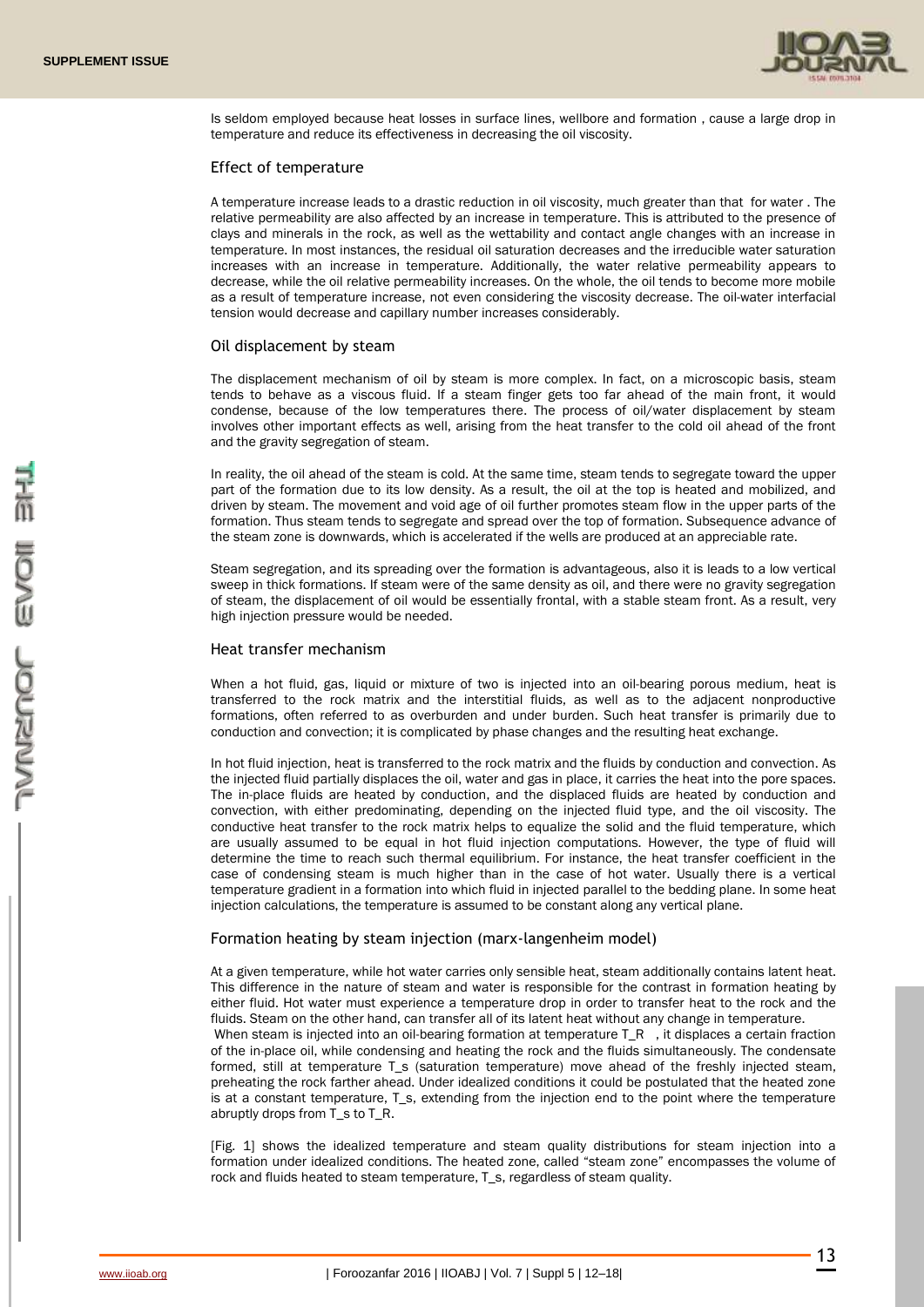Is seldom employed because heat losses in surface lines, wellbore and formation , cause a large drop in temperature and reduce its effectiveness in decreasing the oil viscosity.

## Effect of temperature

A temperature increase leads to a drastic reduction in oil viscosity, much greater than that for water . The relative permeability are also affected by an increase in temperature. This is attributed to the presence of clays and minerals in the rock, as well as the wettability and contact angle changes with an increase in temperature. In most instances, the residual oil saturation decreases and the irreducible water saturation increases with an increase in temperature. Additionally, the water relative permeability appears to decrease, while the oil relative permeability increases. On the whole, the oil tends to become more mobile as a result of temperature increase, not even considering the viscosity decrease. The oil-water interfacial tension would decrease and capillary number increases considerably.

## Oil displacement by steam

The displacement mechanism of oil by steam is more complex. In fact, on a microscopic basis, steam tends to behave as a viscous fluid. If a steam finger gets too far ahead of the main front, it would condense, because of the low temperatures there. The process of oil/water displacement by steam involves other important effects as well, arising from the heat transfer to the cold oil ahead of the front and the gravity segregation of steam.

In reality, the oil ahead of the steam is cold. At the same time, steam tends to segregate toward the upper part of the formation due to its low density. As a result, the oil at the top is heated and mobilized, and driven by steam. The movement and void age of oil further promotes steam flow in the upper parts of the formation. Thus steam tends to segregate and spread over the top of formation. Subsequence advance of the steam zone is downwards, which is accelerated if the wells are produced at an appreciable rate.

Steam segregation, and its spreading over the formation is advantageous, also it is leads to a low vertical sweep in thick formations. If steam were of the same density as oil, and there were no gravity segregation of steam, the displacement of oil would be essentially frontal, with a stable steam front. As a result, very high injection pressure would be needed.

## Heat transfer mechanism

When a hot fluid, gas, liquid or mixture of two is injected into an oil-bearing porous medium, heat is transferred to the rock matrix and the interstitial fluids, as well as to the adjacent nonproductive formations, often referred to as overburden and under burden. Such heat transfer is primarily due to conduction and convection; it is complicated by phase changes and the resulting heat exchange.

In hot fluid injection, heat is transferred to the rock matrix and the fluids by conduction and convection. As the injected fluid partially displaces the oil, water and gas in place, it carries the heat into the pore spaces. The in-place fluids are heated by conduction, and the displaced fluids are heated by conduction and convection, with either predominating, depending on the injected fluid type, and the oil viscosity. The conductive heat transfer to the rock matrix helps to equalize the solid and the fluid temperature, which are usually assumed to be equal in hot fluid injection computations. However, the type of fluid will determine the time to reach such thermal equilibrium. For instance, the heat transfer coefficient in the case of condensing steam is much higher than in the case of hot water. Usually there is a vertical temperature gradient in a formation into which fluid in injected parallel to the bedding plane. In some heat injection calculations, the temperature is assumed to be constant along any vertical plane.

## Formation heating by steam injection (marx-langenheim model)

At a given temperature, while hot water carries only sensible heat, steam additionally contains latent heat. This difference in the nature of steam and water is responsible for the contrast in formation heating by either fluid. Hot water must experience a temperature drop in order to transfer heat to the rock and the fluids. Steam on the other hand, can transfer all of its latent heat without any change in temperature.
When steam is injected into an oil-bearing formation at temperature $T_R$, it displaces a certain fraction of the in-place oil, while condensing and heating the rock and the fluids simultaneously. The condensate formed, still at temperature $T_s$ (saturation temperature) move ahead of the freshly injected steam, preheating the rock farther ahead. Under idealized conditions it could be postulated that the heated zone is at a constant temperature, $T_s$, extending from the injection end to the point where the temperature abruptly drops from $T_s$ to $T_R$.

[Fig. 1] shows the idealized temperature and steam quality distributions for steam injection into a formation under idealized conditions. The heated zone, called "steam zone" encompasses the volume of rock and fluids heated to steam temperature, $T_s$, regardless of steam quality.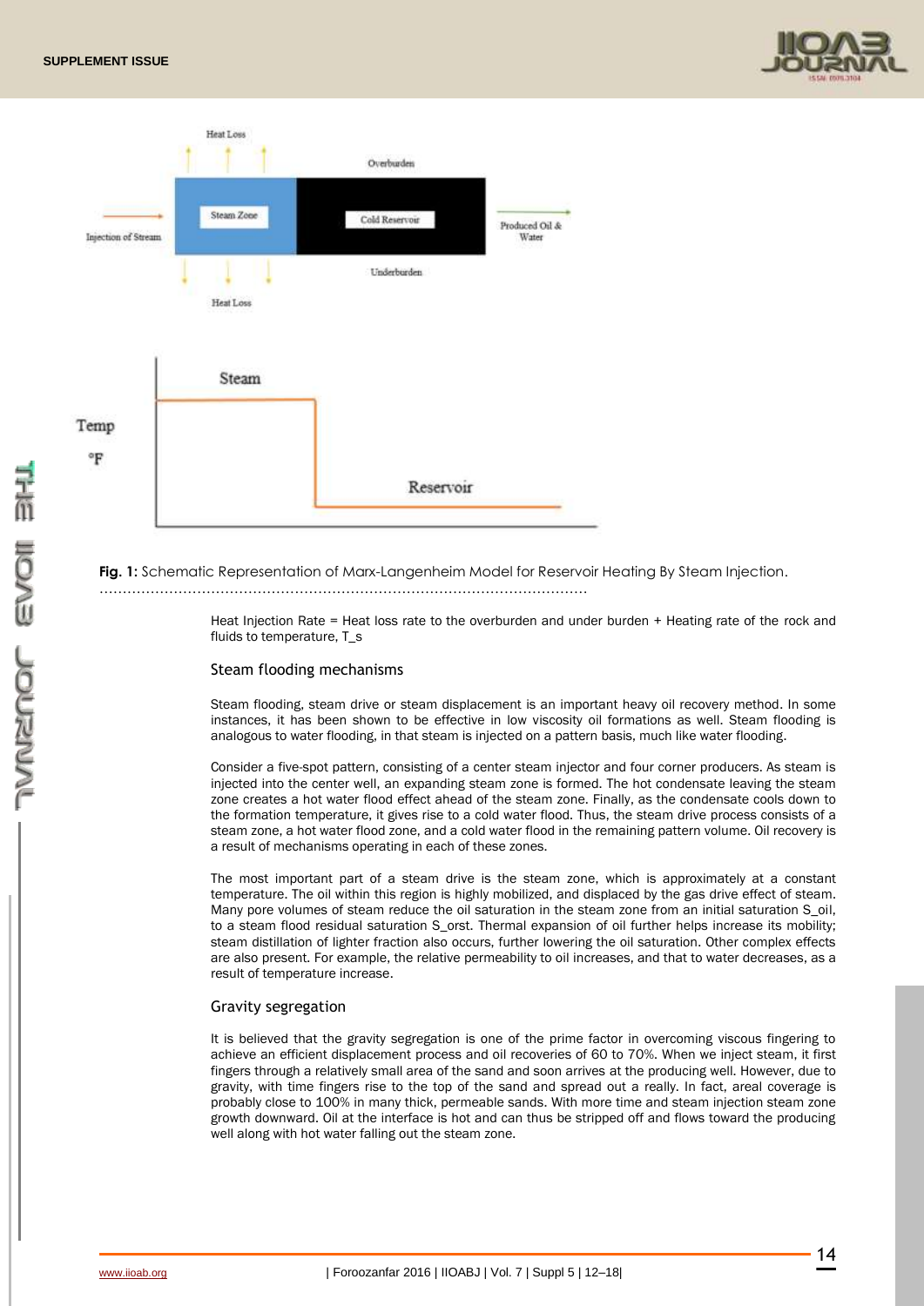Fig. 1: Schematic Representation of Marx-Langenheim Model for Reservoir Heating By Steam Injection.

Heat Injection Rate = Heat loss rate to the overburden and under burden + Heating rate of the rock and fluids to temperature, $T_s$

### Steam flooding mechanisms

Steam flooding, steam drive or steam displacement is an important heavy oil recovery method. In some instances, it has been shown to be effective in low viscosity oil formations as well. Steam flooding is analogous to water flooding, in that steam is injected on a pattern basis, much like water flooding.

Consider a five-spot pattern, consisting of a center steam injector and four corner producers. As steam is injected into the center well, an expanding steam zone is formed. The hot condensate leaving the steam zone creates a hot water flood effect ahead of the steam zone. Finally, as the condensate cools down to the formation temperature, it gives rise to a cold water flood. Thus, the steam drive process consists of a steam zone, a hot water flood zone, and a cold water flood in the remaining pattern volume. Oil recovery is a result of mechanisms operating in each of these zones.

The most important part of a steam drive is the steam zone, which is approximately at a constant temperature. The oil within this region is highly mobilized, and displaced by the gas drive effect of steam. Many pore volumes of steam reduce the oil saturation in the steam zone from an initial saturation $S_{oil}$, to a steam flood residual saturation $S_{orst}$. Thermal expansion of oil further helps increase its mobility; steam distillation of lighter fraction also occurs, further lowering the oil saturation. Other complex effects are also present. For example, the relative permeability to oil increases, and that to water decreases, as a result of temperature increase.

### Gravity segregation

It is believed that the gravity segregation is one of the prime factor in overcoming viscous fingering to achieve an efficient displacement process and oil recoveries of 60 to 70%. When we inject steam, it first fingers through a relatively small area of the sand and soon arrives at the producing well. However, due to gravity, with time fingers rise to the top of the sand and spread out a really. In fact, areal coverage is probably close to 100% in many thick, permeable sands. With more time and steam injection steam zone growth downward. Oil at the interface is hot and can thus be stripped off and flows toward the producing well along with hot water falling out the steam zone.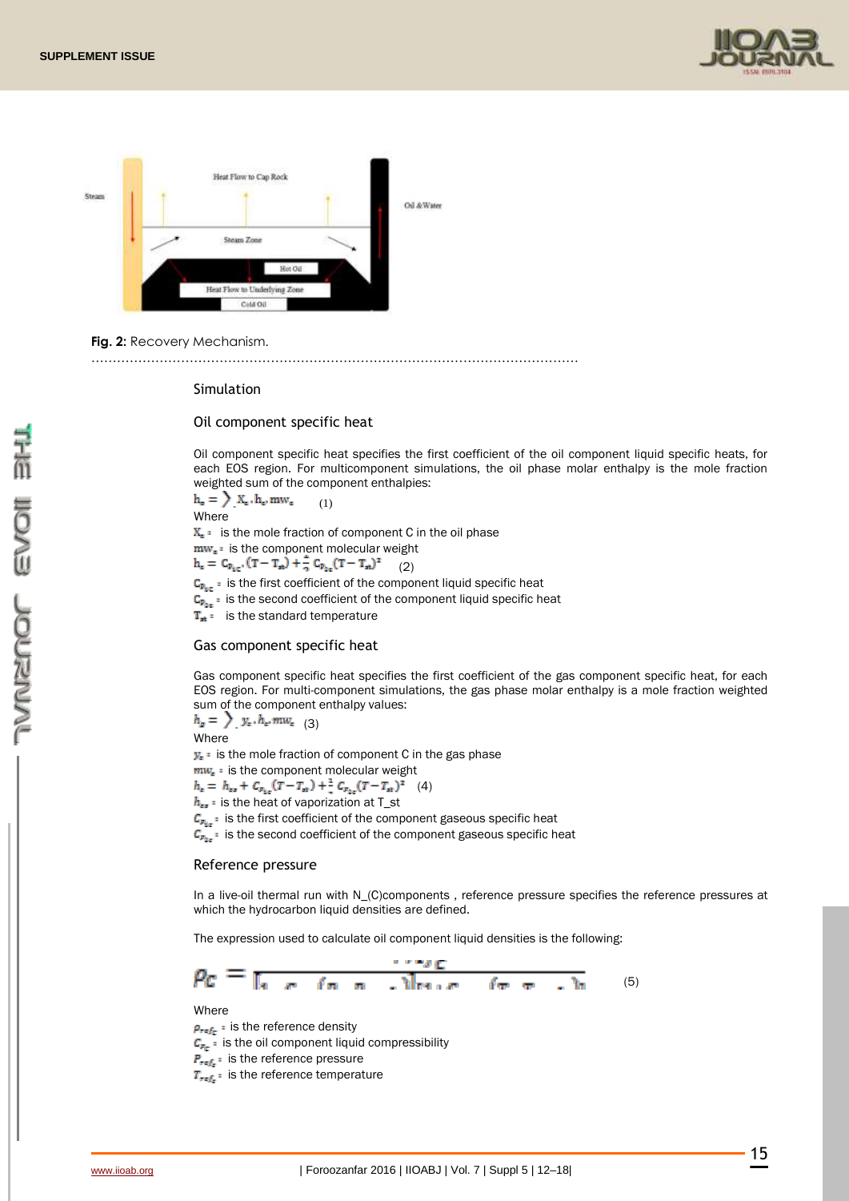**Fig. 2:** Recovery Mechanism.

## Simulation

### Oil component specific heat

Oil component specific heat specifies the first coefficient of the oil component liquid specific heats, for each EOS region. For multicomponent simulations, the oil phase molar enthalpy is the mole fraction weighted sum of the component enthalpies:

$$h_o = \sum_c X_c . h_c . mw_c \quad (1)$$

Where

$X_c$ = is the mole fraction of component C in the oil phase

$mw_c$ = is the component molecular weight

$$h_c = C_{P_{1c}} . (T - T_{st}) + \frac{1}{2} C_{P_{2c}} (T - T_{st})^2 \quad (2)$$

$C_{P_{1c}}$ = is the first coefficient of the component liquid specific heat

$C_{P_{2c}}$ = is the second coefficient of the component liquid specific heat

$T_{st}$ = is the standard temperature

### Gas component specific heat

Gas component specific heat specifies the first coefficient of the gas component specific heat, for each EOS region. For multi-component simulations, the gas phase molar enthalpy is a mole fraction weighted sum of the component enthalpy values:

$$h_g = \sum_c y_c . h_c . mw_c \quad (3)$$

Where

$y_c$ = is the mole fraction of component C in the gas phase

$mw_c$ = is the component molecular weight

$$h_c = h_{cv} + C_{P_{1c}} (T - T_{st}) + \frac{1}{2} C_{P_{2c}} (T - T_{st})^2 \quad (4)$$

$h_{cv}$ = is the heat of vaporization at T_st

$C_{P_{1c}}$ = is the first coefficient of the component gaseous specific heat

$C_{P_{2c}}$ = is the second coefficient of the component gaseous specific heat

### Reference pressure

In a live-oil thermal run with N_(C)components , reference pressure specifies the reference pressures at which the hydrocarbon liquid densities are defined.

The expression used to calculate oil component liquid densities is the following:

$$\rho_C = \frac{\rho_{ref_C}}{[1 - C_{P_C} (P - P_{ref_C})][1 + C_{T_C} (T - T_{ref_C})]} \quad (5)$$

Where

$\rho_{ref_C}$ = is the reference density

$C_{P_C}$ = is the oil component liquid compressibility

$P_{ref_C}$ = is the reference pressure

$T_{ref_C}$ = is the reference temperature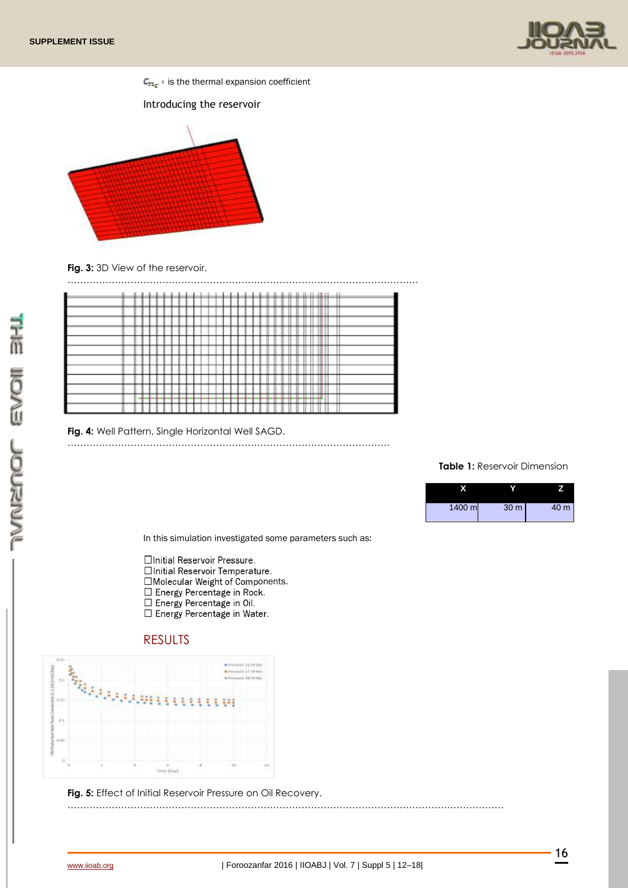$C_{T_{1_c}}$ = is the thermal expansion coefficient

Introducing the reservoir

**Fig. 3:** 3D View of the reservoir.

**Fig. 4:** Well Pattern, Single Horizontal Well SAGD.

**Table 1:** Reservoir Dimension

| X | Y | Z |
|---|---|---|
| 1400 m | 30 m | 40 m |

In this simulation investigated some parameters such as:

- ☐Initial Reservoir Pressure.
- ☐Initial Reservoir Temperature.
- ☐Molecular Weight of Components.
- ☐ Energy Percentage in Rock.
- ☐ Energy Percentage in Oil.
- ☐ Energy Percentage in Water.

## RESULTS

**Fig. 5:** Effect of Initial Reservoir Pressure on Oil Recovery.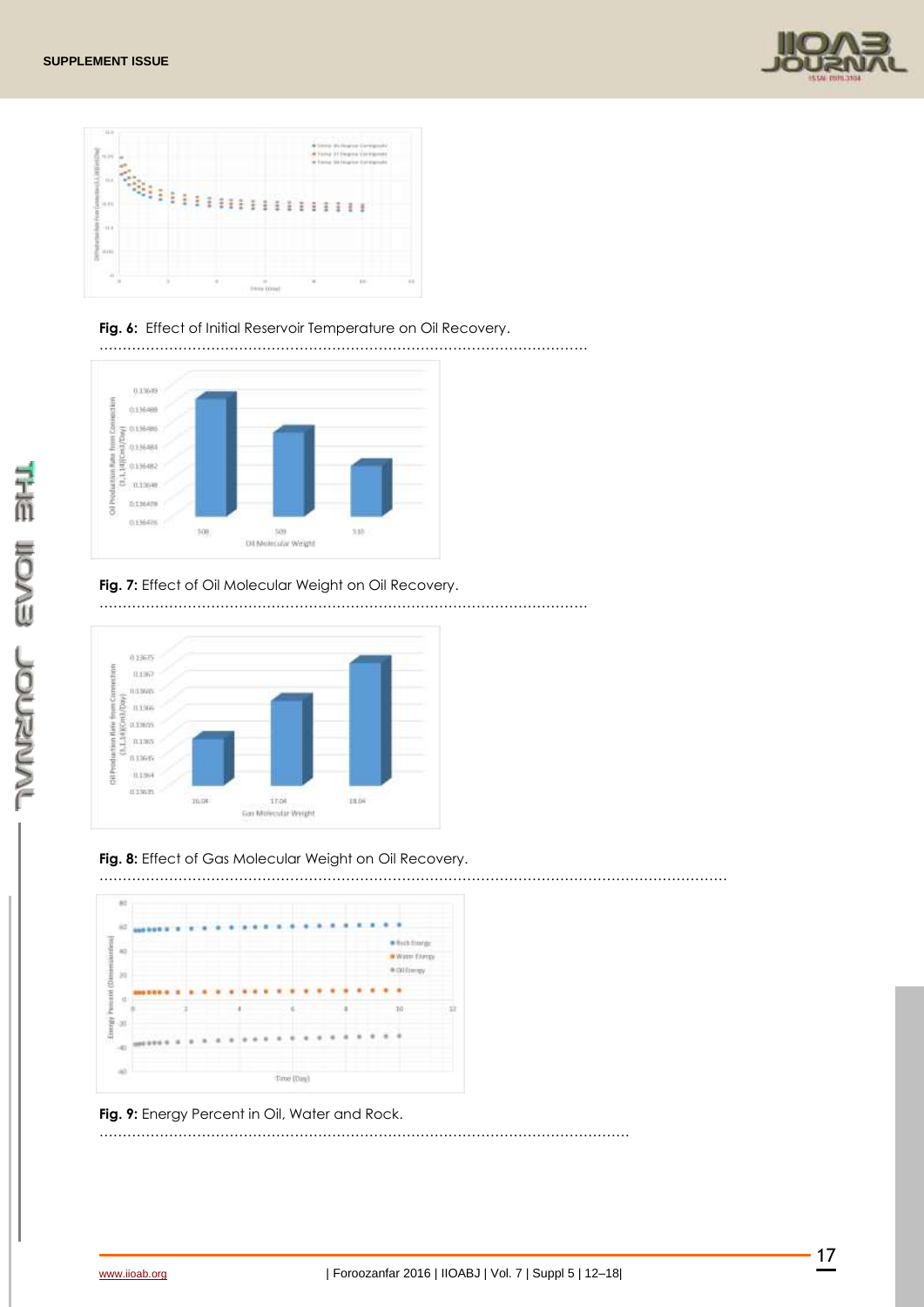**Fig. 6:** Effect of Initial Reservoir Temperature on Oil Recovery.

**Fig. 7:** Effect of Oil Molecular Weight on Oil Recovery.

**Fig. 8:** Effect of Gas Molecular Weight on Oil Recovery.

**Fig. 9:** Energy Percent in Oil, Water and Rock.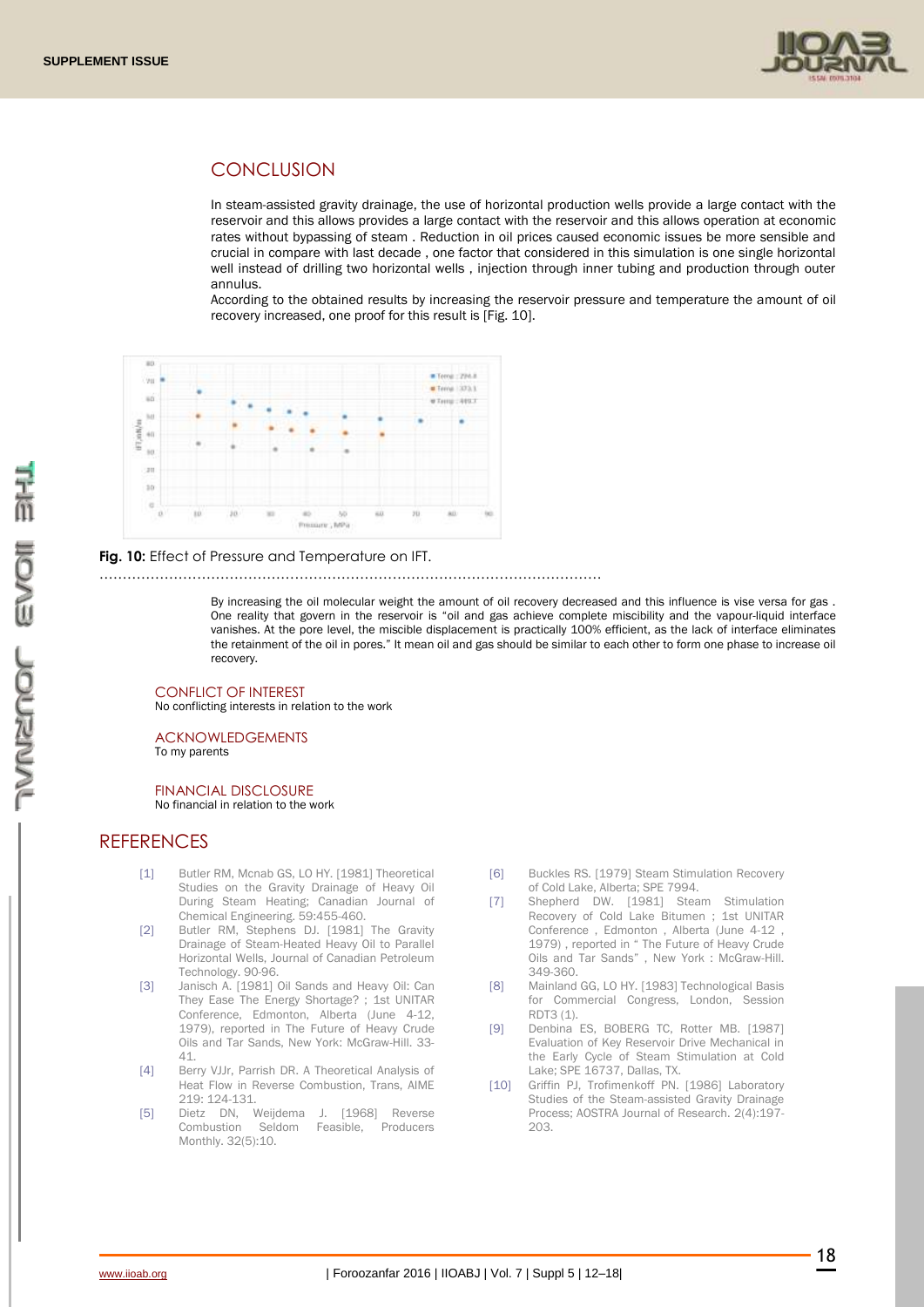## CONCLUSION

In steam-assisted gravity drainage, the use of horizontal production wells provide a large contact with the reservoir and this allows provides a large contact with the reservoir and this allows operation at economic rates without bypassing of steam . Reduction in oil prices caused economic issues be more sensible and crucial in compare with last decade , one factor that considered in this simulation is one single horizontal well instead of drilling two horizontal wells , injection through inner tubing and production through outer annulus.

According to the obtained results by increasing the reservoir pressure and temperature the amount of oil recovery increased, one proof for this result is [Fig. 10].

IFT, mN/m

Pressure , MPa

Temp : 294.8
Temp : 373.1
Temp : 449.7

0 10 20 30 40 50 60 70 80 90

0 10 20 30 40 50 60 70 80

**Fig. 10:** Effect of Pressure and Temperature on IFT.

By increasing the oil molecular weight the amount of oil recovery decreased and this influence is vise versa for gas . One reality that govern in the reservoir is "oil and gas achieve complete miscibility and the vapour-liquid interface vanishes. At the pore level, the miscible displacement is practically 100% efficient, as the lack of interface eliminates the retainment of the oil in pores." It mean oil and gas should be similar to each other to form one phase to increase oil recovery.

### CONFLICT OF INTEREST

No conflicting interests in relation to the work

### ACKNOWLEDGEMENTS

To my parents

### FINANCIAL DISCLOSURE

No financial in relation to the work

## REFERENCES

[1] Butler RM, Mcnab GS, LO HY. [1981] Theoretical Studies on the Gravity Drainage of Heavy Oil During Steam Heating; Canadian Journal of Chemical Engineering. 59:455-460.

[2] Butler RM, Stephens DJ. [1981] The Gravity Drainage of Steam-Heated Heavy Oil to Parallel Horizontal Wells, Journal of Canadian Petroleum Technology. 90-96.

[3] Janisch A. [1981] Oil Sands and Heavy Oil: Can They Ease The Energy Shortage? ; 1st UNITAR Conference, Edmonton, Alberta (June 4-12, 1979), reported in The Future of Heavy Crude Oils and Tar Sands, New York: McGraw-Hill. 33-41.

[4] Berry VJJr, Parrish DR. A Theoretical Analysis of Heat Flow in Reverse Combustion, Trans, AIME 219: 124-131.

[5] Dietz DN, Weijdema J. [1968] Reverse Combustion Seldom Feasible, Producers Monthly. 32(5):10.

[6] Buckles RS. [1979] Steam Stimulation Recovery of Cold Lake, Alberta; SPE 7994.

[7] Shepherd DW. [1981] Steam Stimulation Recovery of Cold Lake Bitumen ; 1st UNITAR Conference , Edmonton , Alberta (June 4-12 , 1979) , reported in " The Future of Heavy Crude Oils and Tar Sands" , New York : McGraw-Hill. 349-360.

[8] Mainland GG, LO HY. [1983] Technological Basis for Commercial Congress, London, Session RDT3 (1).

[9] Denbina ES, BOBERG TC, Rotter MB. [1987] Evaluation of Key Reservoir Drive Mechanical in the Early Cycle of Steam Stimulation at Cold Lake; SPE 16737, Dallas, TX.

[10] Griffin PJ, Trofimenkoff PN. [1986] Laboratory Studies of the Steam-assisted Gravity Drainage Process; AOSTRA Journal of Research. 2(4):197-203.